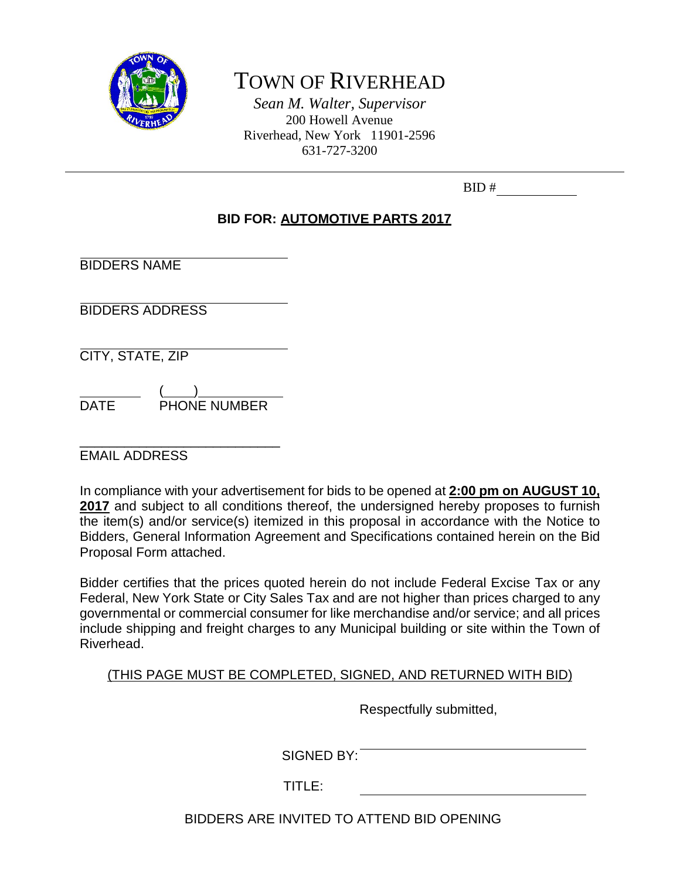# TOWN OF RIVERHEAD

*Sean M. Walter, Supervisor*
200 Howell Avenue
Riverhead, New York 11901-2596
631-727-3200

---

BID # ____________

**BID FOR: <u>AUTOMOTIVE PARTS 2017</u>**

______________________________
BIDDERS NAME

______________________________
BIDDERS ADDRESS

______________________________
CITY, STATE, ZIP

__________ (____)____________
DATE PHONE NUMBER

______________________________
EMAIL ADDRESS

In compliance with your advertisement for bids to be opened at **<u>2:00 pm on AUGUST 10, 2017</u>** and subject to all conditions thereof, the undersigned hereby proposes to furnish the item(s) and/or service(s) itemized in this proposal in accordance with the Notice to Bidders, General Information Agreement and Specifications contained herein on the Bid Proposal Form attached.

Bidder certifies that the prices quoted herein do not include Federal Excise Tax or any Federal, New York State or City Sales Tax and are not higher than prices charged to any governmental or commercial consumer for like merchandise and/or service; and all prices include shipping and freight charges to any Municipal building or site within the Town of Riverhead.

<u>(THIS PAGE MUST BE COMPLETED, SIGNED, AND RETURNED WITH BID)</u>

Respectfully submitted,

SIGNED BY: ________________________________

TITLE: ________________________________

BIDDERS ARE INVITED TO ATTEND BID OPENING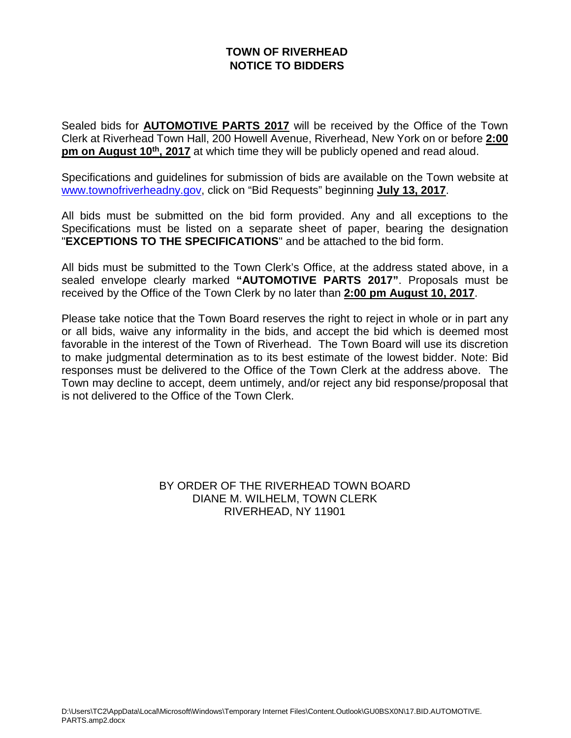# TOWN OF RIVERHEAD
# NOTICE TO BIDDERS

Sealed bids for **AUTOMOTIVE PARTS 2017** will be received by the Office of the Town Clerk at Riverhead Town Hall, 200 Howell Avenue, Riverhead, New York on or before **2:00 pm on August 10th, 2017** at which time they will be publicly opened and read aloud.

Specifications and guidelines for submission of bids are available on the Town website at www.townofriverheadny.gov, click on "Bid Requests" beginning **July 13, 2017**.

All bids must be submitted on the bid form provided. Any and all exceptions to the Specifications must be listed on a separate sheet of paper, bearing the designation "**EXCEPTIONS TO THE SPECIFICATIONS**" and be attached to the bid form.

All bids must be submitted to the Town Clerk's Office, at the address stated above, in a sealed envelope clearly marked **"AUTOMOTIVE PARTS 2017"**. Proposals must be received by the Office of the Town Clerk by no later than **2:00 pm August 10, 2017**.

Please take notice that the Town Board reserves the right to reject in whole or in part any or all bids, waive any informality in the bids, and accept the bid which is deemed most favorable in the interest of the Town of Riverhead. The Town Board will use its discretion to make judgmental determination as to its best estimate of the lowest bidder. Note: Bid responses must be delivered to the Office of the Town Clerk at the address above. The Town may decline to accept, deem untimely, and/or reject any bid response/proposal that is not delivered to the Office of the Town Clerk.

BY ORDER OF THE RIVERHEAD TOWN BOARD
DIANE M. WILHELM, TOWN CLERK
RIVERHEAD, NY 11901

D:\Users\TC2\AppData\Local\Microsoft\Windows\Temporary Internet Files\Content.Outlook\GU0BSX0N\17.BID.AUTOMOTIVE.PARTS.amp2.docx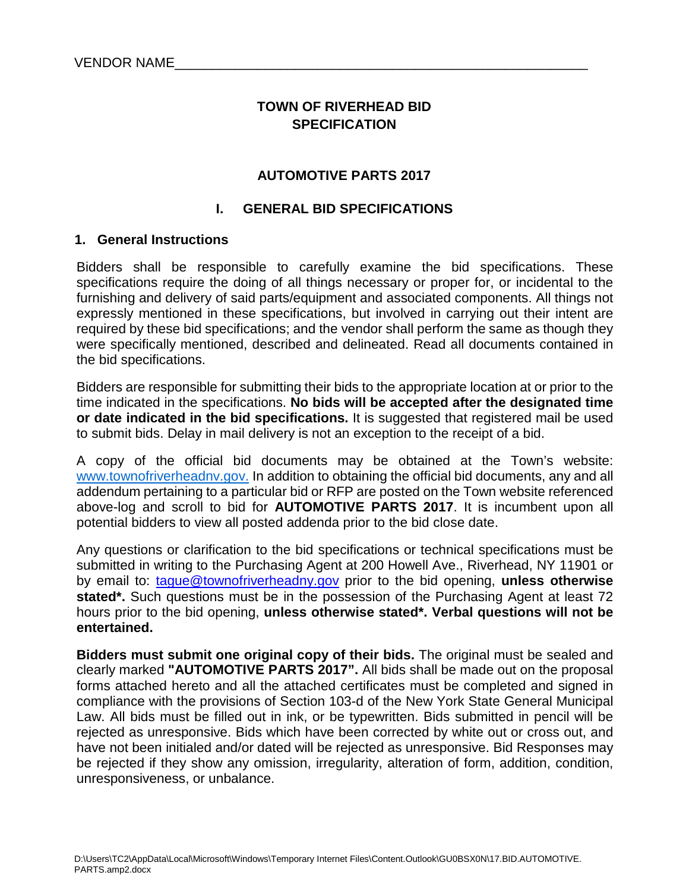VENDOR NAME_______________________________________________________

# TOWN OF RIVERHEAD BID SPECIFICATION

## AUTOMOTIVE PARTS 2017

## I. GENERAL BID SPECIFICATIONS

### 1. General Instructions

Bidders shall be responsible to carefully examine the bid specifications. These specifications require the doing of all things necessary or proper for, or incidental to the furnishing and delivery of said parts/equipment and associated components. All things not expressly mentioned in these specifications, but involved in carrying out their intent are required by these bid specifications; and the vendor shall perform the same as though they were specifically mentioned, described and delineated. Read all documents contained in the bid specifications.

Bidders are responsible for submitting their bids to the appropriate location at or prior to the time indicated in the specifications. **No bids will be accepted after the designated time or date indicated in the bid specifications.** It is suggested that registered mail be used to submit bids. Delay in mail delivery is not an exception to the receipt of a bid.

A copy of the official bid documents may be obtained at the Town's website: www.townofriverheadnv.gov. In addition to obtaining the official bid documents, any and all addendum pertaining to a particular bid or RFP are posted on the Town website referenced above-log and scroll to bid for **AUTOMOTIVE PARTS 2017**. It is incumbent upon all potential bidders to view all posted addenda prior to the bid close date.

Any questions or clarification to the bid specifications or technical specifications must be submitted in writing to the Purchasing Agent at 200 Howell Ave., Riverhead, NY 11901 or by email to: tague@townofriverheadny.gov prior to the bid opening, **unless otherwise stated*.** Such questions must be in the possession of the Purchasing Agent at least 72 hours prior to the bid opening, **unless otherwise stated*. Verbal questions will not be entertained.**

**Bidders must submit one original copy of their bids.** The original must be sealed and clearly marked **"AUTOMOTIVE PARTS 2017".** All bids shall be made out on the proposal forms attached hereto and all the attached certificates must be completed and signed in compliance with the provisions of Section 103-d of the New York State General Municipal Law. All bids must be filled out in ink, or be typewritten. Bids submitted in pencil will be rejected as unresponsive. Bids which have been corrected by white out or cross out, and have not been initialed and/or dated will be rejected as unresponsive. Bid Responses may be rejected if they show any omission, irregularity, alteration of form, addition, condition, unresponsiveness, or unbalance.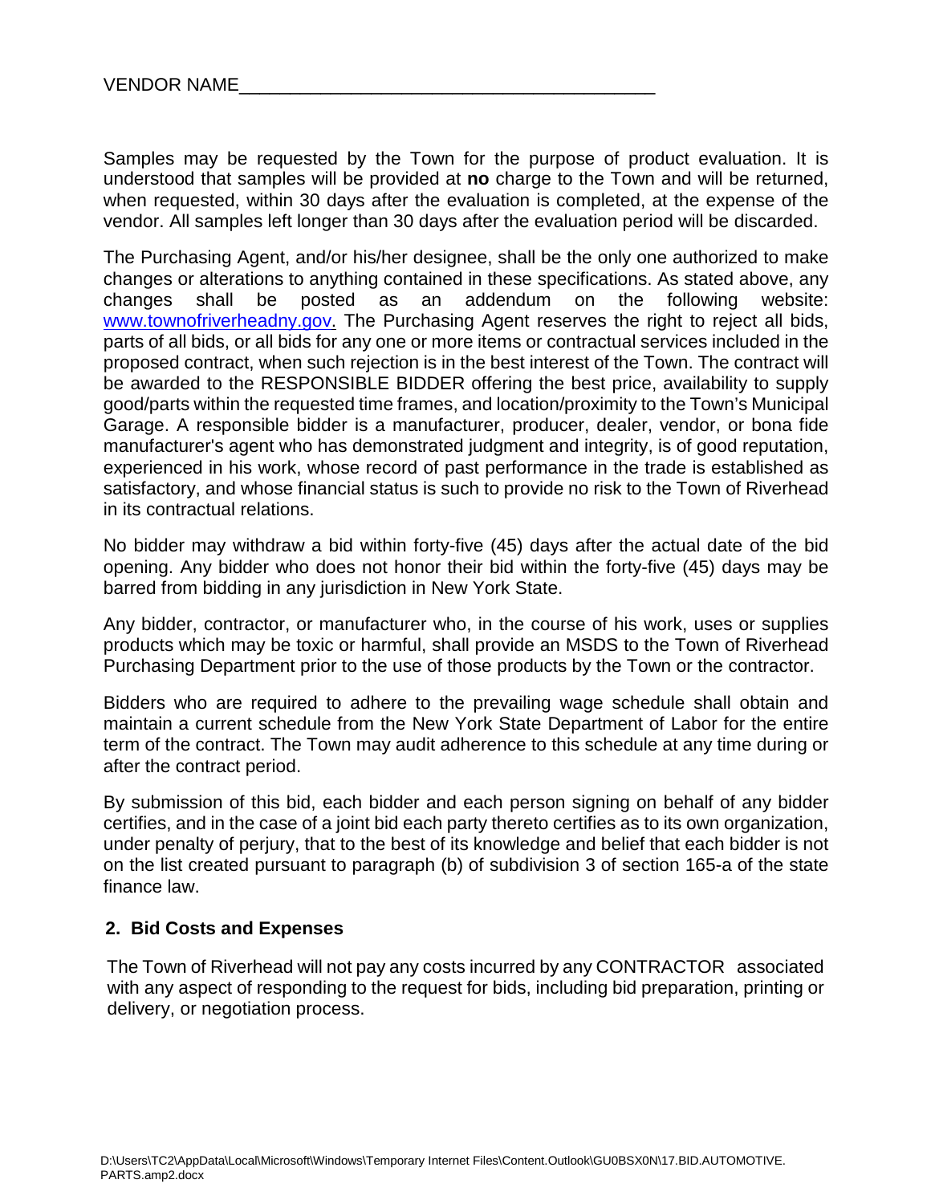VENDOR NAME_______________________________________

Samples may be requested by the Town for the purpose of product evaluation. It is understood that samples will be provided at **no** charge to the Town and will be returned, when requested, within 30 days after the evaluation is completed, at the expense of the vendor. All samples left longer than 30 days after the evaluation period will be discarded.

The Purchasing Agent, and/or his/her designee, shall be the only one authorized to make changes or alterations to anything contained in these specifications. As stated above, any changes shall be posted as an addendum on the following website: www.townofriverheadny.gov. The Purchasing Agent reserves the right to reject all bids, parts of all bids, or all bids for any one or more items or contractual services included in the proposed contract, when such rejection is in the best interest of the Town. The contract will be awarded to the RESPONSIBLE BIDDER offering the best price, availability to supply good/parts within the requested time frames, and location/proximity to the Town's Municipal Garage. A responsible bidder is a manufacturer, producer, dealer, vendor, or bona fide manufacturer's agent who has demonstrated judgment and integrity, is of good reputation, experienced in his work, whose record of past performance in the trade is established as satisfactory, and whose financial status is such to provide no risk to the Town of Riverhead in its contractual relations.

No bidder may withdraw a bid within forty-five (45) days after the actual date of the bid opening. Any bidder who does not honor their bid within the forty-five (45) days may be barred from bidding in any jurisdiction in New York State.

Any bidder, contractor, or manufacturer who, in the course of his work, uses or supplies products which may be toxic or harmful, shall provide an MSDS to the Town of Riverhead Purchasing Department prior to the use of those products by the Town or the contractor.

Bidders who are required to adhere to the prevailing wage schedule shall obtain and maintain a current schedule from the New York State Department of Labor for the entire term of the contract. The Town may audit adherence to this schedule at any time during or after the contract period.

By submission of this bid, each bidder and each person signing on behalf of any bidder certifies, and in the case of a joint bid each party thereto certifies as to its own organization, under penalty of perjury, that to the best of its knowledge and belief that each bidder is not on the list created pursuant to paragraph (b) of subdivision 3 of section 165-a of the state finance law.

## 2. Bid Costs and Expenses

The Town of Riverhead will not pay any costs incurred by any CONTRACTOR associated with any aspect of responding to the request for bids, including bid preparation, printing or delivery, or negotiation process.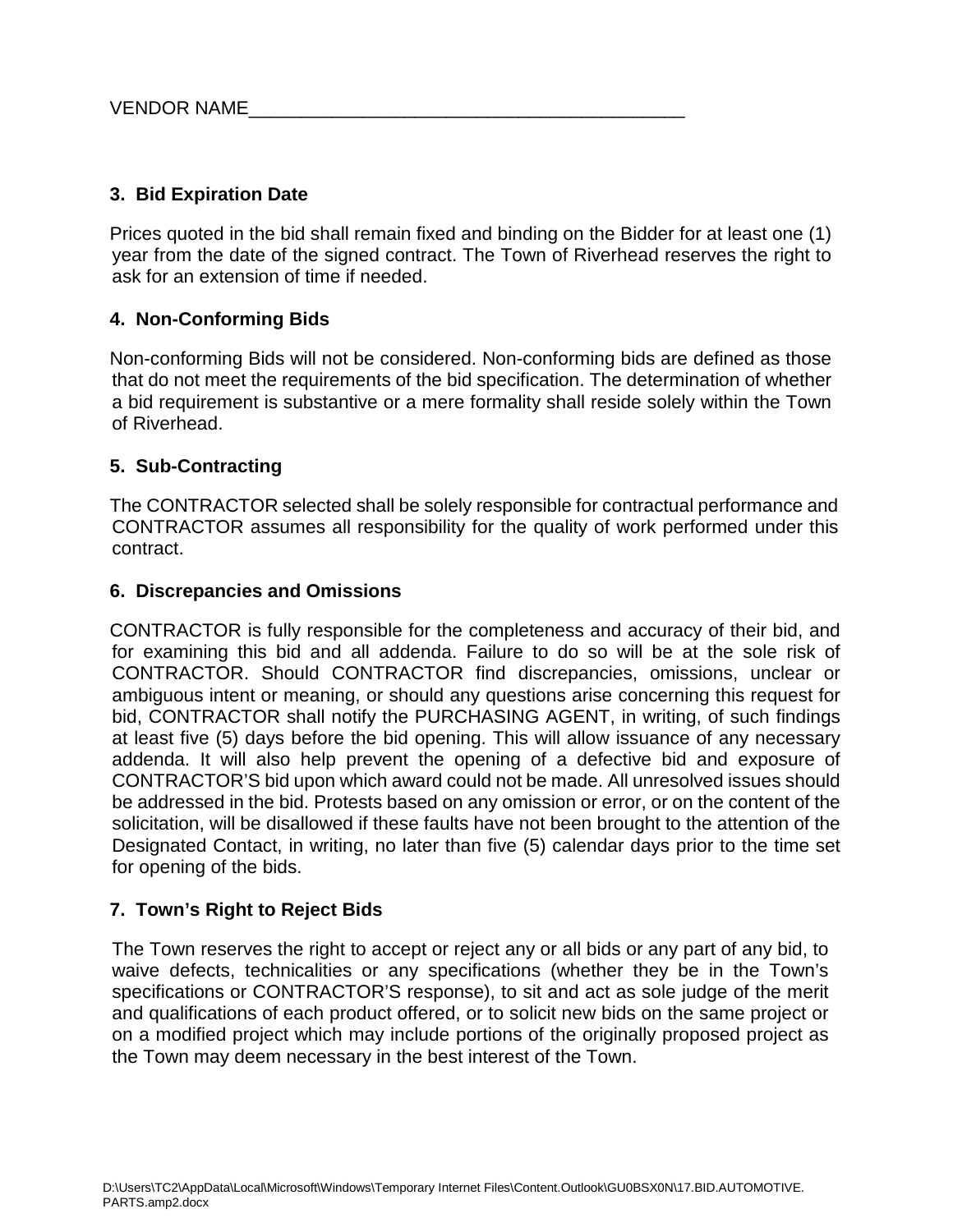VENDOR NAME___________________________________________

**3. Bid Expiration Date**

Prices quoted in the bid shall remain fixed and binding on the Bidder for at least one (1) year from the date of the signed contract. The Town of Riverhead reserves the right to ask for an extension of time if needed.

**4. Non-Conforming Bids**

Non-conforming Bids will not be considered. Non-conforming bids are defined as those that do not meet the requirements of the bid specification. The determination of whether a bid requirement is substantive or a mere formality shall reside solely within the Town of Riverhead.

**5. Sub-Contracting**

The CONTRACTOR selected shall be solely responsible for contractual performance and CONTRACTOR assumes all responsibility for the quality of work performed under this contract.

**6. Discrepancies and Omissions**

CONTRACTOR is fully responsible for the completeness and accuracy of their bid, and for examining this bid and all addenda. Failure to do so will be at the sole risk of CONTRACTOR. Should CONTRACTOR find discrepancies, omissions, unclear or ambiguous intent or meaning, or should any questions arise concerning this request for bid, CONTRACTOR shall notify the PURCHASING AGENT, in writing, of such findings at least five (5) days before the bid opening. This will allow issuance of any necessary addenda. It will also help prevent the opening of a defective bid and exposure of CONTRACTOR'S bid upon which award could not be made. All unresolved issues should be addressed in the bid. Protests based on any omission or error, or on the content of the solicitation, will be disallowed if these faults have not been brought to the attention of the Designated Contact, in writing, no later than five (5) calendar days prior to the time set for opening of the bids.

**7. Town's Right to Reject Bids**

The Town reserves the right to accept or reject any or all bids or any part of any bid, to waive defects, technicalities or any specifications (whether they be in the Town's specifications or CONTRACTOR'S response), to sit and act as sole judge of the merit and qualifications of each product offered, or to solicit new bids on the same project or on a modified project which may include portions of the originally proposed project as the Town may deem necessary in the best interest of the Town.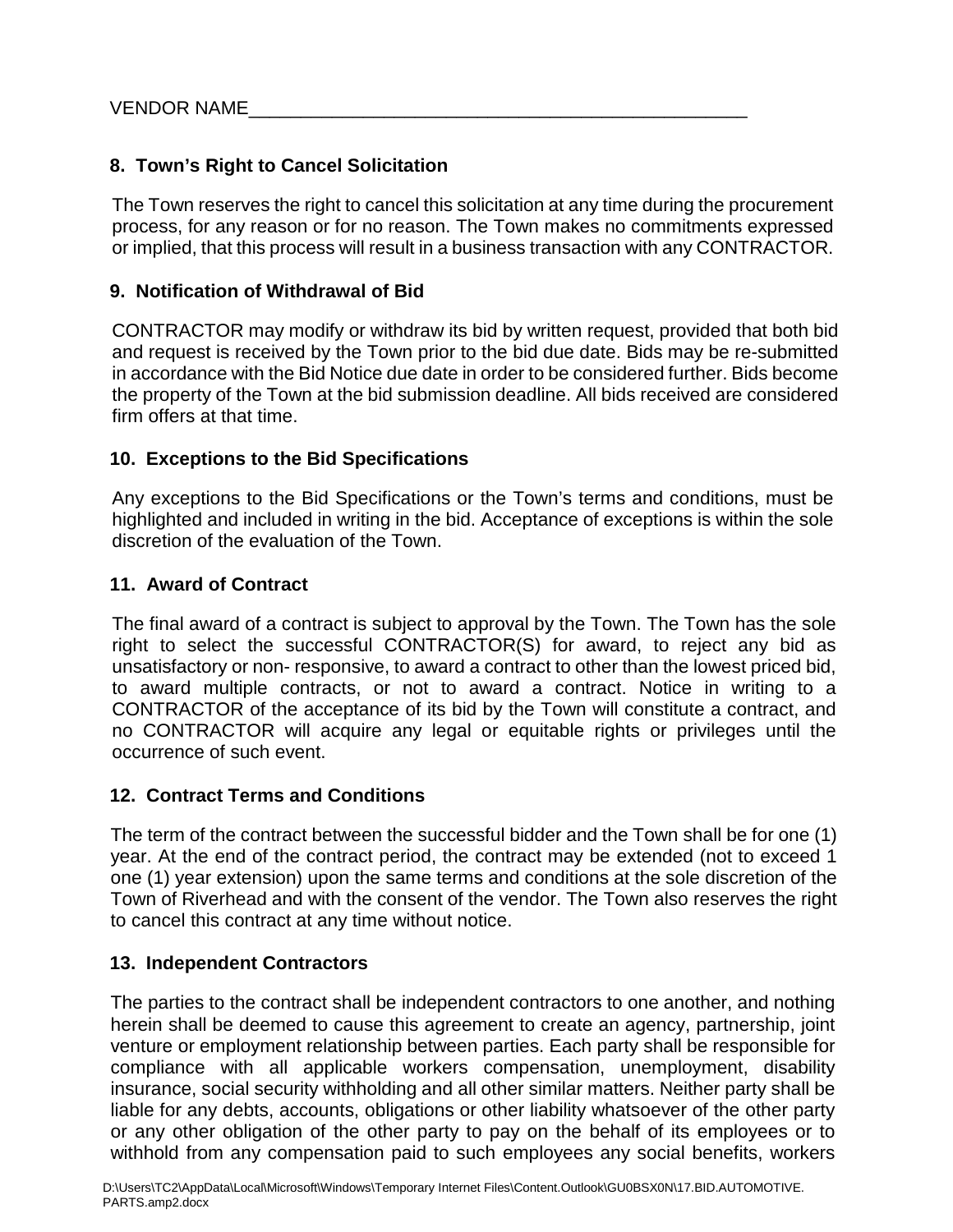VENDOR NAME__________________________________________________

## 8. Town's Right to Cancel Solicitation

The Town reserves the right to cancel this solicitation at any time during the procurement process, for any reason or for no reason. The Town makes no commitments expressed or implied, that this process will result in a business transaction with any CONTRACTOR.

## 9. Notification of Withdrawal of Bid

CONTRACTOR may modify or withdraw its bid by written request, provided that both bid and request is received by the Town prior to the bid due date. Bids may be re-submitted in accordance with the Bid Notice due date in order to be considered further. Bids become the property of the Town at the bid submission deadline. All bids received are considered firm offers at that time.

## 10. Exceptions to the Bid Specifications

Any exceptions to the Bid Specifications or the Town's terms and conditions, must be highlighted and included in writing in the bid. Acceptance of exceptions is within the sole discretion of the evaluation of the Town.

## 11. Award of Contract

The final award of a contract is subject to approval by the Town. The Town has the sole right to select the successful CONTRACTOR(S) for award, to reject any bid as unsatisfactory or non- responsive, to award a contract to other than the lowest priced bid, to award multiple contracts, or not to award a contract. Notice in writing to a CONTRACTOR of the acceptance of its bid by the Town will constitute a contract, and no CONTRACTOR will acquire any legal or equitable rights or privileges until the occurrence of such event.

## 12. Contract Terms and Conditions

The term of the contract between the successful bidder and the Town shall be for one (1) year. At the end of the contract period, the contract may be extended (not to exceed 1 one (1) year extension) upon the same terms and conditions at the sole discretion of the Town of Riverhead and with the consent of the vendor. The Town also reserves the right to cancel this contract at any time without notice.

## 13. Independent Contractors

The parties to the contract shall be independent contractors to one another, and nothing herein shall be deemed to cause this agreement to create an agency, partnership, joint venture or employment relationship between parties. Each party shall be responsible for compliance with all applicable workers compensation, unemployment, disability insurance, social security withholding and all other similar matters. Neither party shall be liable for any debts, accounts, obligations or other liability whatsoever of the other party or any other obligation of the other party to pay on the behalf of its employees or to withhold from any compensation paid to such employees any social benefits, workers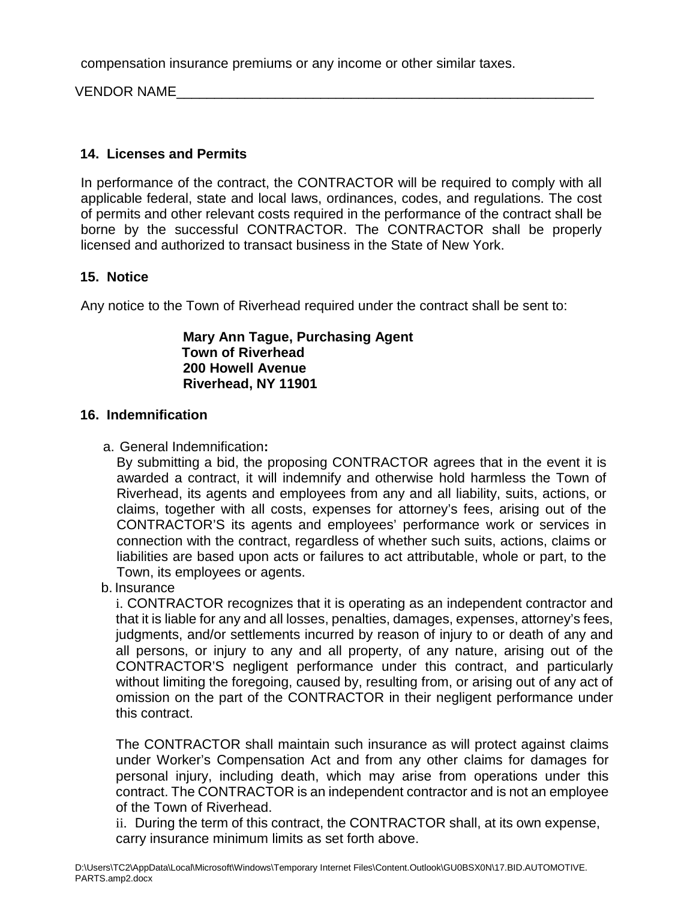compensation insurance premiums or any income or other similar taxes.

VENDOR NAME_________________________________________________________

**14. Licenses and Permits**

In performance of the contract, the CONTRACTOR will be required to comply with all applicable federal, state and local laws, ordinances, codes, and regulations. The cost of permits and other relevant costs required in the performance of the contract shall be borne by the successful CONTRACTOR. The CONTRACTOR shall be properly licensed and authorized to transact business in the State of New York.

**15. Notice**

Any notice to the Town of Riverhead required under the contract shall be sent to:

> **Mary Ann Tague, Purchasing Agent**
> **Town of Riverhead**
> **200 Howell Avenue**
> **Riverhead, NY 11901**

**16. Indemnification**

a. General Indemnification**:**
By submitting a bid, the proposing CONTRACTOR agrees that in the event it is awarded a contract, it will indemnify and otherwise hold harmless the Town of Riverhead, its agents and employees from any and all liability, suits, actions, or claims, together with all costs, expenses for attorney's fees, arising out of the CONTRACTOR'S its agents and employees' performance work or services in connection with the contract, regardless of whether such suits, actions, claims or liabilities are based upon acts or failures to act attributable, whole or part, to the Town, its employees or agents.

b. Insurance
i. CONTRACTOR recognizes that it is operating as an independent contractor and that it is liable for any and all losses, penalties, damages, expenses, attorney's fees, judgments, and/or settlements incurred by reason of injury to or death of any and all persons, or injury to any and all property, of any nature, arising out of the CONTRACTOR'S negligent performance under this contract, and particularly without limiting the foregoing, caused by, resulting from, or arising out of any act of omission on the part of the CONTRACTOR in their negligent performance under this contract.

The CONTRACTOR shall maintain such insurance as will protect against claims under Worker's Compensation Act and from any other claims for damages for personal injury, including death, which may arise from operations under this contract. The CONTRACTOR is an independent contractor and is not an employee of the Town of Riverhead.

ii. During the term of this contract, the CONTRACTOR shall, at its own expense, carry insurance minimum limits as set forth above.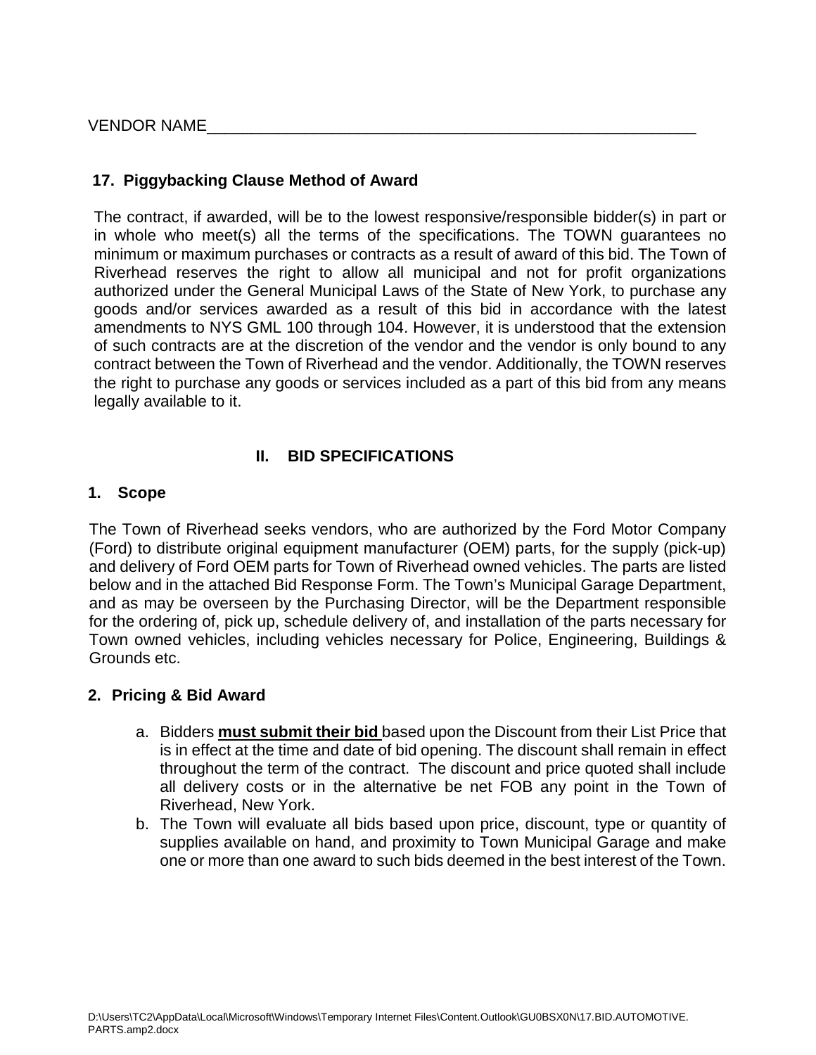VENDOR NAME_______________________________________________________

### 17. Piggybacking Clause Method of Award

The contract, if awarded, will be to the lowest responsive/responsible bidder(s) in part or in whole who meet(s) all the terms of the specifications. The TOWN guarantees no minimum or maximum purchases or contracts as a result of award of this bid. The Town of Riverhead reserves the right to allow all municipal and not for profit organizations authorized under the General Municipal Laws of the State of New York, to purchase any goods and/or services awarded as a result of this bid in accordance with the latest amendments to NYS GML 100 through 104. However, it is understood that the extension of such contracts are at the discretion of the vendor and the vendor is only bound to any contract between the Town of Riverhead and the vendor. Additionally, the TOWN reserves the right to purchase any goods or services included as a part of this bid from any means legally available to it.

## II. BID SPECIFICATIONS

### 1. Scope

The Town of Riverhead seeks vendors, who are authorized by the Ford Motor Company (Ford) to distribute original equipment manufacturer (OEM) parts, for the supply (pick-up) and delivery of Ford OEM parts for Town of Riverhead owned vehicles. The parts are listed below and in the attached Bid Response Form. The Town's Municipal Garage Department, and as may be overseen by the Purchasing Director, will be the Department responsible for the ordering of, pick up, schedule delivery of, and installation of the parts necessary for Town owned vehicles, including vehicles necessary for Police, Engineering, Buildings & Grounds etc.

### 2. Pricing & Bid Award

a. Bidders **must submit their bid** based upon the Discount from their List Price that is in effect at the time and date of bid opening. The discount shall remain in effect throughout the term of the contract. The discount and price quoted shall include all delivery costs or in the alternative be net FOB any point in the Town of Riverhead, New York.

b. The Town will evaluate all bids based upon price, discount, type or quantity of supplies available on hand, and proximity to Town Municipal Garage and make one or more than one award to such bids deemed in the best interest of the Town.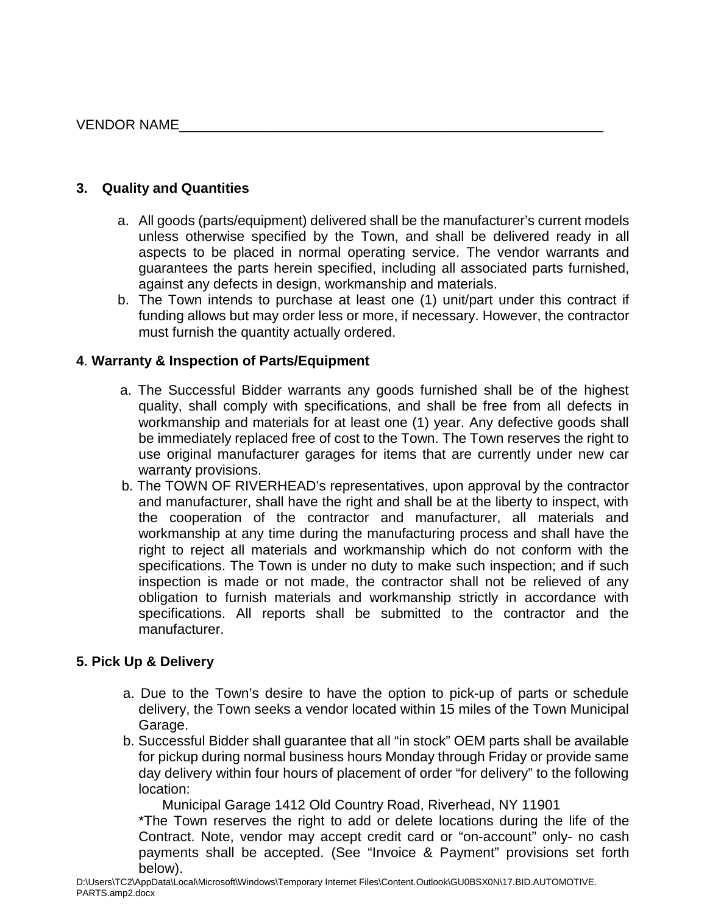VENDOR NAME_______________________________________________________

### 3. Quality and Quantities

a. All goods (parts/equipment) delivered shall be the manufacturer's current models unless otherwise specified by the Town, and shall be delivered ready in all aspects to be placed in normal operating service. The vendor warrants and guarantees the parts herein specified, including all associated parts furnished, against any defects in design, workmanship and materials.

b. The Town intends to purchase at least one (1) unit/part under this contract if funding allows but may order less or more, if necessary. However, the contractor must furnish the quantity actually ordered.

### 4. Warranty & Inspection of Parts/Equipment

a. The Successful Bidder warrants any goods furnished shall be of the highest quality, shall comply with specifications, and shall be free from all defects in workmanship and materials for at least one (1) year. Any defective goods shall be immediately replaced free of cost to the Town. The Town reserves the right to use original manufacturer garages for items that are currently under new car warranty provisions.

b. The TOWN OF RIVERHEAD's representatives, upon approval by the contractor and manufacturer, shall have the right and shall be at the liberty to inspect, with the cooperation of the contractor and manufacturer, all materials and workmanship at any time during the manufacturing process and shall have the right to reject all materials and workmanship which do not conform with the specifications. The Town is under no duty to make such inspection; and if such inspection is made or not made, the contractor shall not be relieved of any obligation to furnish materials and workmanship strictly in accordance with specifications. All reports shall be submitted to the contractor and the manufacturer.

### 5. Pick Up & Delivery

a. Due to the Town's desire to have the option to pick-up of parts or schedule delivery, the Town seeks a vendor located within 15 miles of the Town Municipal Garage.

b. Successful Bidder shall guarantee that all "in stock" OEM parts shall be available for pickup during normal business hours Monday through Friday or provide same day delivery within four hours of placement of order "for delivery" to the following location:

    Municipal Garage 1412 Old Country Road, Riverhead, NY 11901

   *The Town reserves the right to add or delete locations during the life of the Contract. Note, vendor may accept credit card or "on-account" only- no cash payments shall be accepted. (See "Invoice & Payment" provisions set forth below).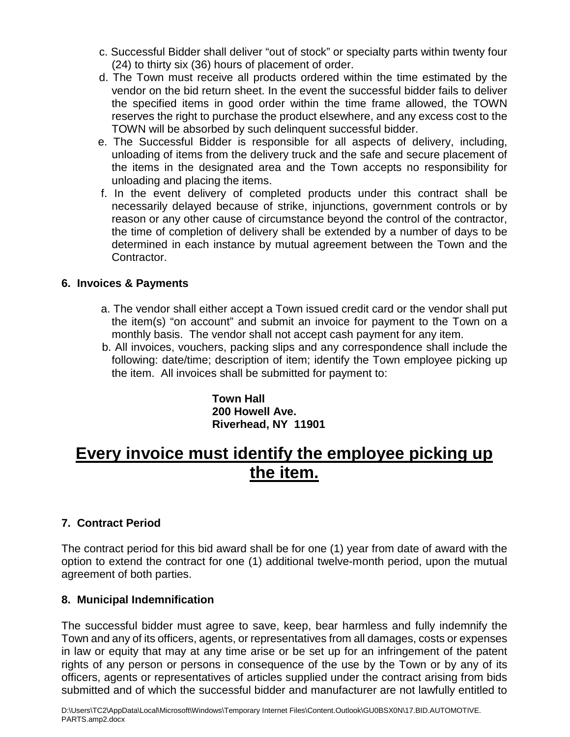c. Successful Bidder shall deliver "out of stock" or specialty parts within twenty four (24) to thirty six (36) hours of placement of order.

d. The Town must receive all products ordered within the time estimated by the vendor on the bid return sheet. In the event the successful bidder fails to deliver the specified items in good order within the time frame allowed, the TOWN reserves the right to purchase the product elsewhere, and any excess cost to the TOWN will be absorbed by such delinquent successful bidder.

e. The Successful Bidder is responsible for all aspects of delivery, including, unloading of items from the delivery truck and the safe and secure placement of the items in the designated area and the Town accepts no responsibility for unloading and placing the items.

f. In the event delivery of completed products under this contract shall be necessarily delayed because of strike, injunctions, government controls or by reason or any other cause of circumstance beyond the control of the contractor, the time of completion of delivery shall be extended by a number of days to be determined in each instance by mutual agreement between the Town and the Contractor.

**6. Invoices & Payments**

a. The vendor shall either accept a Town issued credit card or the vendor shall put the item(s) "on account" and submit an invoice for payment to the Town on a monthly basis. The vendor shall not accept cash payment for any item.

b. All invoices, vouchers, packing slips and any correspondence shall include the following: date/time; description of item; identify the Town employee picking up the item. All invoices shall be submitted for payment to:

**Town Hall**
**200 Howell Ave.**
**Riverhead, NY 11901**

# <u>Every invoice must identify the employee picking up the item.</u>

**7. Contract Period**

The contract period for this bid award shall be for one (1) year from date of award with the option to extend the contract for one (1) additional twelve-month period, upon the mutual agreement of both parties.

**8. Municipal Indemnification**

The successful bidder must agree to save, keep, bear harmless and fully indemnify the Town and any of its officers, agents, or representatives from all damages, costs or expenses in law or equity that may at any time arise or be set up for an infringement of the patent rights of any person or persons in consequence of the use by the Town or by any of its officers, agents or representatives of articles supplied under the contract arising from bids submitted and of which the successful bidder and manufacturer are not lawfully entitled to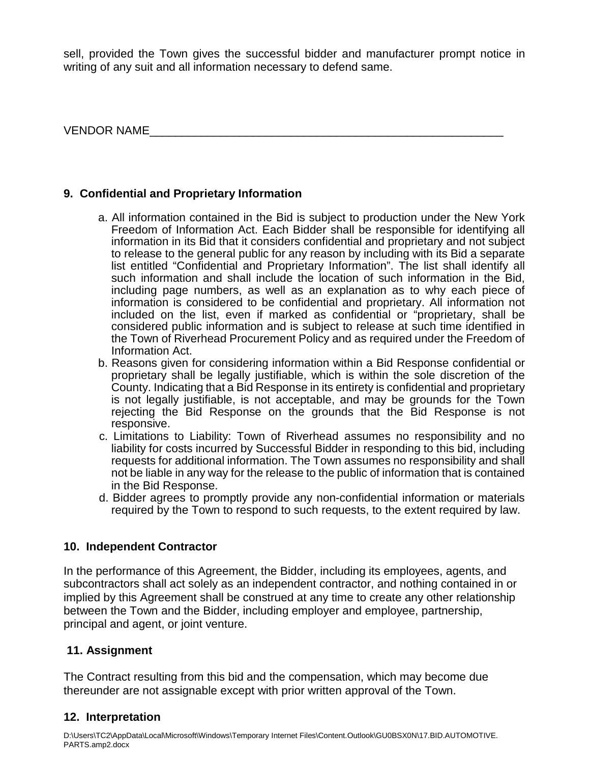sell, provided the Town gives the successful bidder and manufacturer prompt notice in writing of any suit and all information necessary to defend same.

VENDOR NAME___________________________________________________________

**9. Confidential and Proprietary Information**

a. All information contained in the Bid is subject to production under the New York Freedom of Information Act. Each Bidder shall be responsible for identifying all information in its Bid that it considers confidential and proprietary and not subject to release to the general public for any reason by including with its Bid a separate list entitled "Confidential and Proprietary Information". The list shall identify all such information and shall include the location of such information in the Bid, including page numbers, as well as an explanation as to why each piece of information is considered to be confidential and proprietary. All information not included on the list, even if marked as confidential or "proprietary, shall be considered public information and is subject to release at such time identified in the Town of Riverhead Procurement Policy and as required under the Freedom of Information Act.

b. Reasons given for considering information within a Bid Response confidential or proprietary shall be legally justifiable, which is within the sole discretion of the County. Indicating that a Bid Response in its entirety is confidential and proprietary is not legally justifiable, is not acceptable, and may be grounds for the Town rejecting the Bid Response on the grounds that the Bid Response is not responsive.

c. Limitations to Liability: Town of Riverhead assumes no responsibility and no liability for costs incurred by Successful Bidder in responding to this bid, including requests for additional information. The Town assumes no responsibility and shall not be liable in any way for the release to the public of information that is contained in the Bid Response.

d. Bidder agrees to promptly provide any non-confidential information or materials required by the Town to respond to such requests, to the extent required by law.

**10. Independent Contractor**

In the performance of this Agreement, the Bidder, including its employees, agents, and subcontractors shall act solely as an independent contractor, and nothing contained in or implied by this Agreement shall be construed at any time to create any other relationship between the Town and the Bidder, including employer and employee, partnership, principal and agent, or joint venture.

**11. Assignment**

The Contract resulting from this bid and the compensation, which may become due thereunder are not assignable except with prior written approval of the Town.

**12. Interpretation**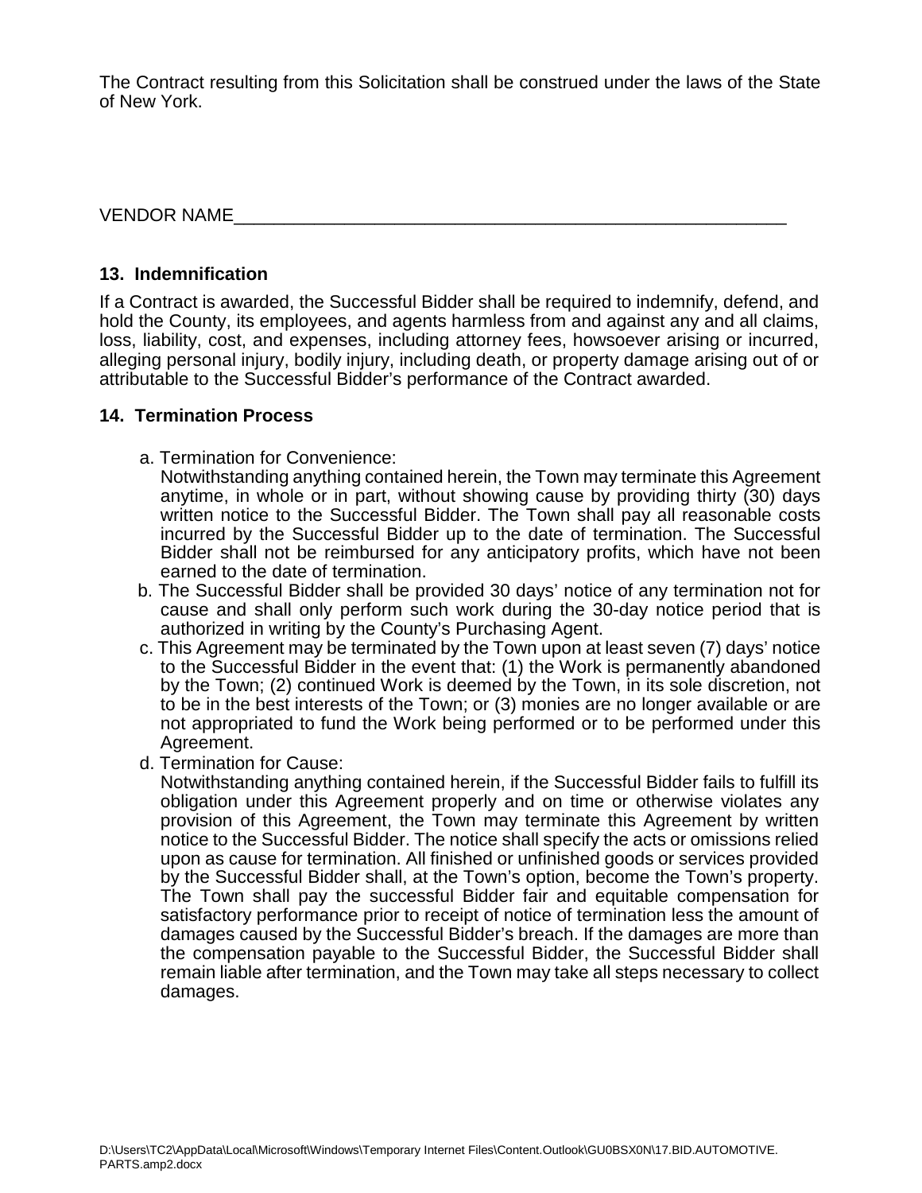The Contract resulting from this Solicitation shall be construed under the laws of the State of New York.

VENDOR NAME___________________________________________________________

### 13. Indemnification

If a Contract is awarded, the Successful Bidder shall be required to indemnify, defend, and hold the County, its employees, and agents harmless from and against any and all claims, loss, liability, cost, and expenses, including attorney fees, howsoever arising or incurred, alleging personal injury, bodily injury, including death, or property damage arising out of or attributable to the Successful Bidder's performance of the Contract awarded.

### 14. Termination Process

a. Termination for Convenience:
   Notwithstanding anything contained herein, the Town may terminate this Agreement anytime, in whole or in part, without showing cause by providing thirty (30) days written notice to the Successful Bidder. The Town shall pay all reasonable costs incurred by the Successful Bidder up to the date of termination. The Successful Bidder shall not be reimbursed for any anticipatory profits, which have not been earned to the date of termination.

b. The Successful Bidder shall be provided 30 days' notice of any termination not for cause and shall only perform such work during the 30-day notice period that is authorized in writing by the County's Purchasing Agent.

c. This Agreement may be terminated by the Town upon at least seven (7) days' notice to the Successful Bidder in the event that: (1) the Work is permanently abandoned by the Town; (2) continued Work is deemed by the Town, in its sole discretion, not to be in the best interests of the Town; or (3) monies are no longer available or are not appropriated to fund the Work being performed or to be performed under this Agreement.

d. Termination for Cause:
   Notwithstanding anything contained herein, if the Successful Bidder fails to fulfill its obligation under this Agreement properly and on time or otherwise violates any provision of this Agreement, the Town may terminate this Agreement by written notice to the Successful Bidder. The notice shall specify the acts or omissions relied upon as cause for termination. All finished or unfinished goods or services provided by the Successful Bidder shall, at the Town's option, become the Town's property. The Town shall pay the successful Bidder fair and equitable compensation for satisfactory performance prior to receipt of notice of termination less the amount of damages caused by the Successful Bidder's breach. If the damages are more than the compensation payable to the Successful Bidder, the Successful Bidder shall remain liable after termination, and the Town may take all steps necessary to collect damages.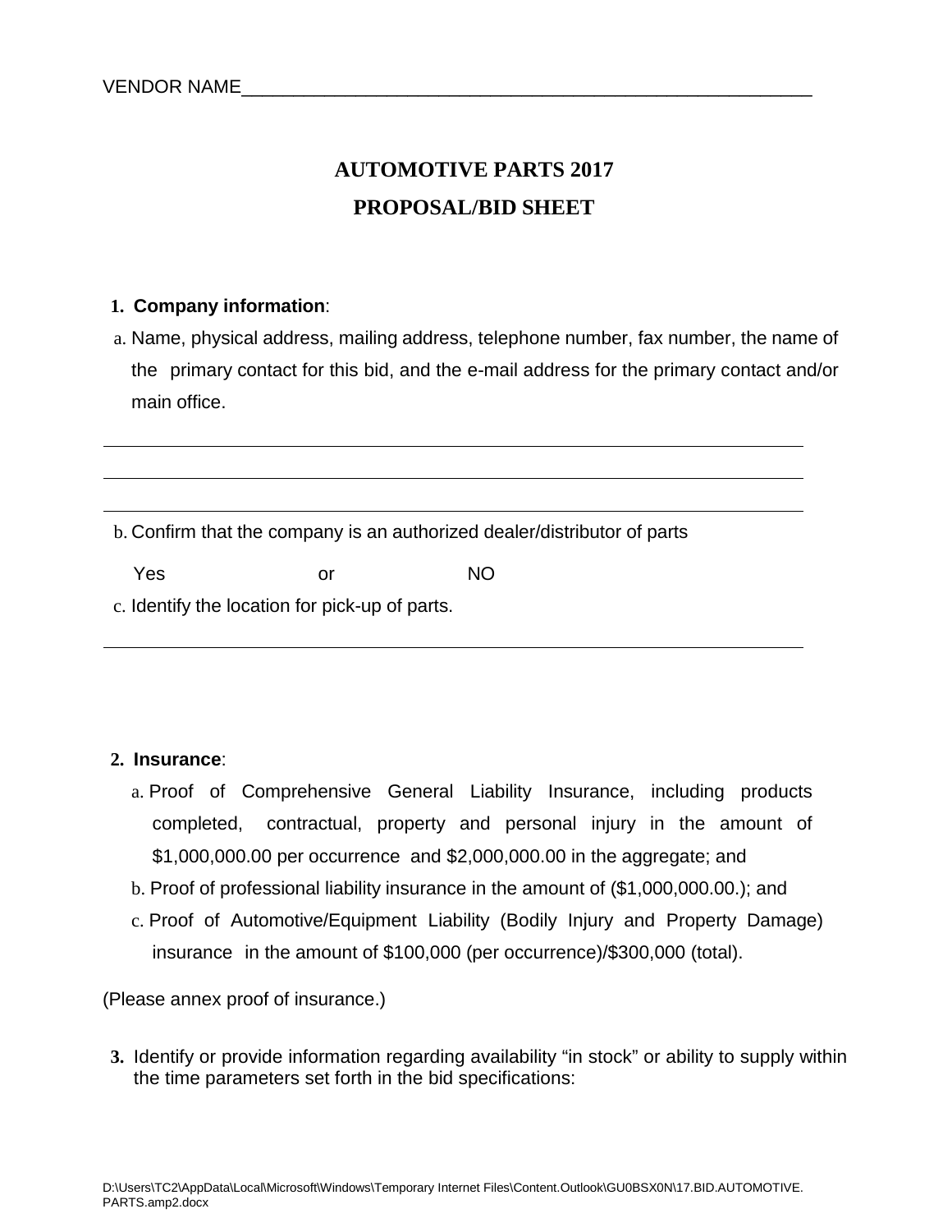VENDOR NAME_______________________________________________________

# AUTOMOTIVE PARTS 2017
# PROPOSAL/BID SHEET

1. **Company information**:

   a. Name, physical address, mailing address, telephone number, fax number, the name of the primary contact for this bid, and the e-mail address for the primary contact and/or main office.

______________________________________________________________________

______________________________________________________________________

______________________________________________________________________

   b. Confirm that the company is an authorized dealer/distributor of parts

   Yes or NO

   c. Identify the location for pick-up of parts.

______________________________________________________________________

2. **Insurance**:

   a. Proof of Comprehensive General Liability Insurance, including products completed, contractual, property and personal injury in the amount of $1,000,000.00 per occurrence and $2,000,000.00 in the aggregate; and

   b. Proof of professional liability insurance in the amount of ($1,000,000.00.); and

   c. Proof of Automotive/Equipment Liability (Bodily Injury and Property Damage) insurance in the amount of $100,000 (per occurrence)/$300,000 (total).

(Please annex proof of insurance.)

3. Identify or provide information regarding availability "in stock" or ability to supply within the time parameters set forth in the bid specifications: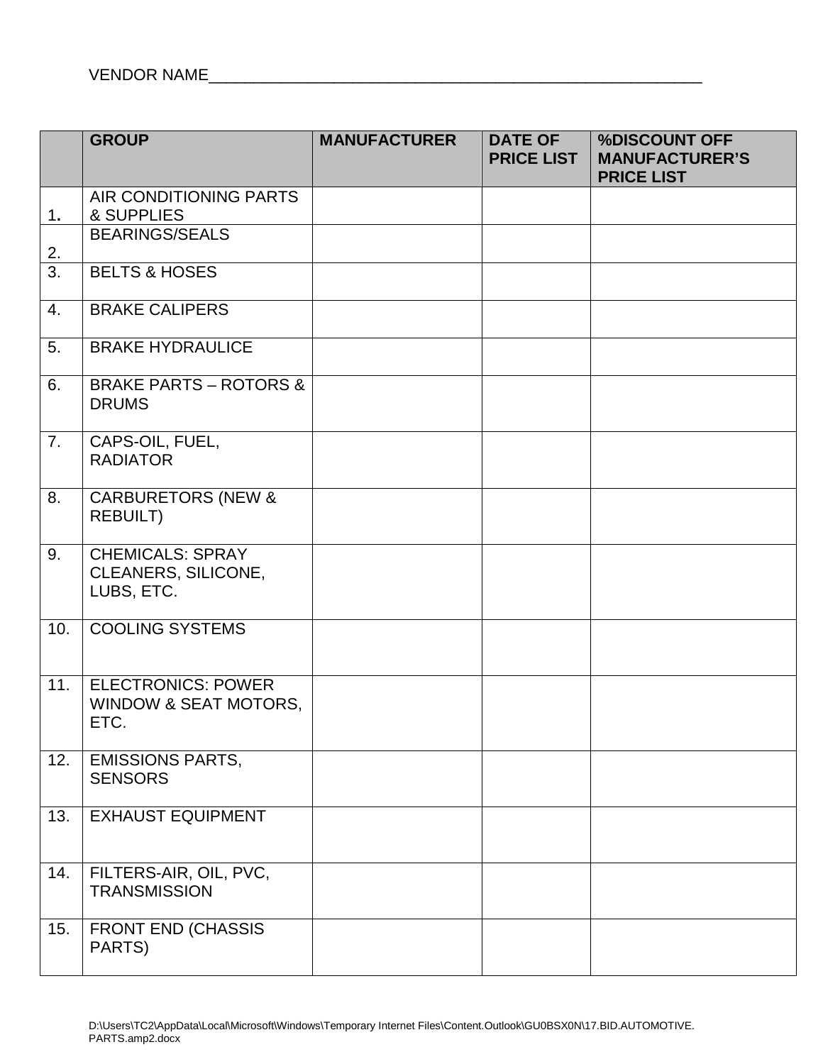VENDOR NAME_______________________________________________________

| | GROUP | MANUFACTURER | DATE OF PRICE LIST | %DISCOUNT OFF MANUFACTURER'S PRICE LIST |
|---|---|---|---|---|
| 1. | AIR CONDITIONING PARTS & SUPPLIES | | | |
| 2. | BEARINGS/SEALS | | | |
| 3. | BELTS & HOSES | | | |
| 4. | BRAKE CALIPERS | | | |
| 5. | BRAKE HYDRAULICE | | | |
| 6. | BRAKE PARTS – ROTORS & DRUMS | | | |
| 7. | CAPS-OIL, FUEL, RADIATOR | | | |
| 8. | CARBURETORS (NEW & REBUILT) | | | |
| 9. | CHEMICALS: SPRAY CLEANERS, SILICONE, LUBS, ETC. | | | |
| 10. | COOLING SYSTEMS | | | |
| 11. | ELECTRONICS: POWER WINDOW & SEAT MOTORS, ETC. | | | |
| 12. | EMISSIONS PARTS, SENSORS | | | |
| 13. | EXHAUST EQUIPMENT | | | |
| 14. | FILTERS-AIR, OIL, PVC, TRANSMISSION | | | |
| 15. | FRONT END (CHASSIS PARTS) | | | |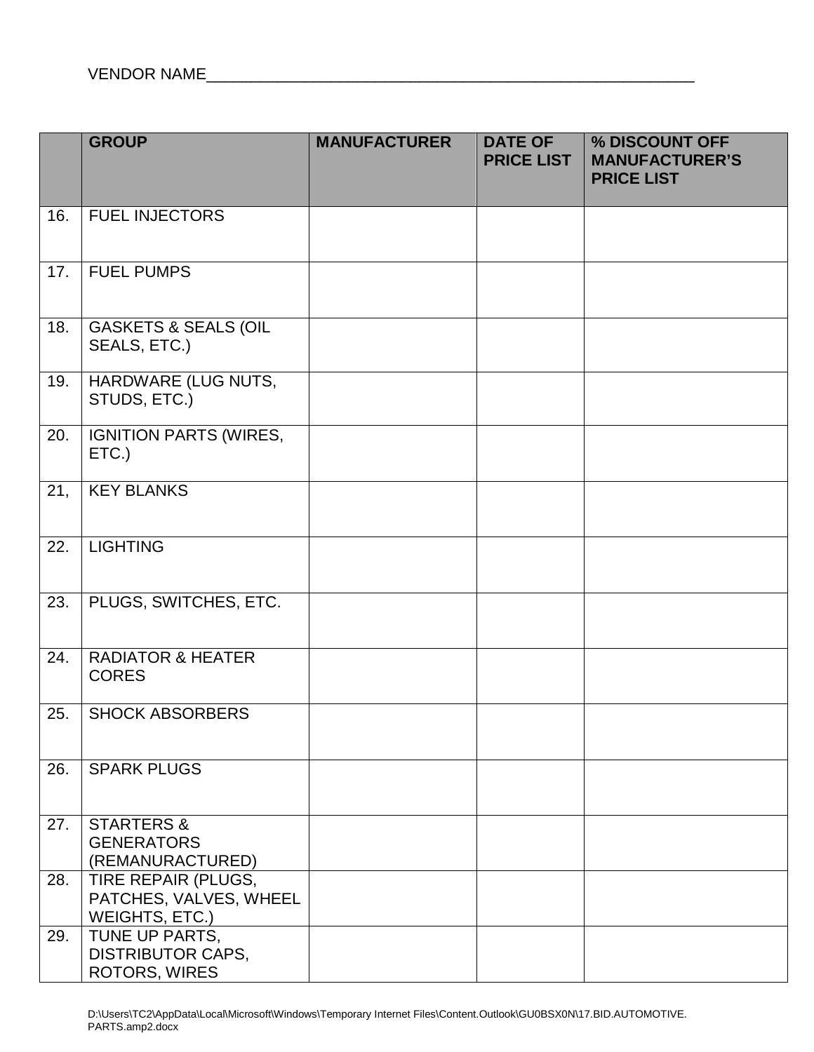VENDOR NAME_______________________________________________________

| | GROUP | MANUFACTURER | DATE OF PRICE LIST | % DISCOUNT OFF MANUFACTURER'S PRICE LIST |
|---|---|---|---|---|
| 16. | FUEL INJECTORS | | | |
| 17. | FUEL PUMPS | | | |
| 18. | GASKETS & SEALS (OIL SEALS, ETC.) | | | |
| 19. | HARDWARE (LUG NUTS, STUDS, ETC.) | | | |
| 20. | IGNITION PARTS (WIRES, ETC.) | | | |
| 21, | KEY BLANKS | | | |
| 22. | LIGHTING | | | |
| 23. | PLUGS, SWITCHES, ETC. | | | |
| 24. | RADIATOR & HEATER CORES | | | |
| 25. | SHOCK ABSORBERS | | | |
| 26. | SPARK PLUGS | | | |
| 27. | STARTERS & GENERATORS (REMANURACTURED) | | | |
| 28. | TIRE REPAIR (PLUGS, PATCHES, VALVES, WHEEL WEIGHTS, ETC.) | | | |
| 29. | TUNE UP PARTS, DISTRIBUTOR CAPS, ROTORS, WIRES | | | |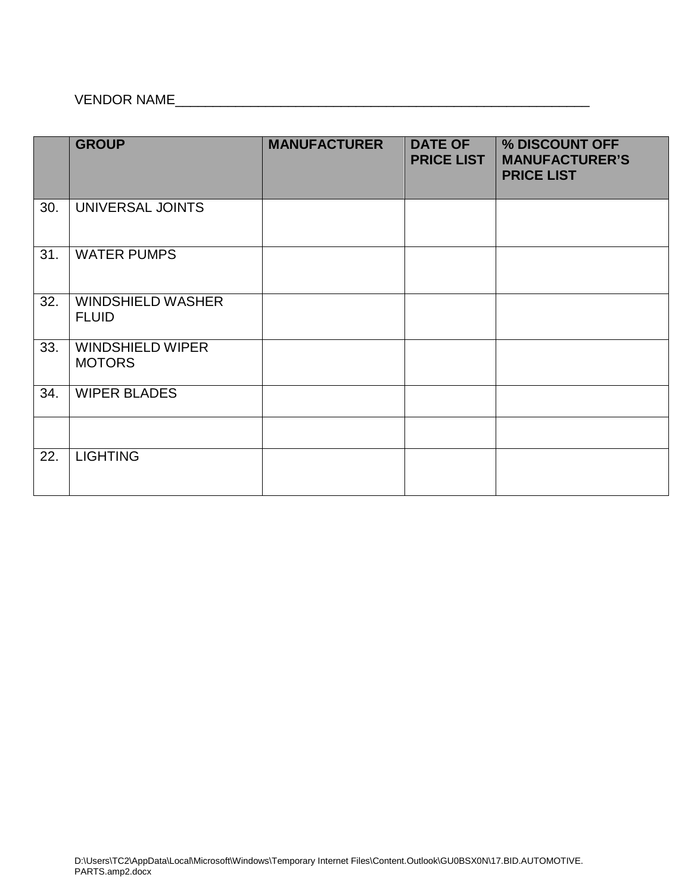VENDOR NAME_______________________________________________________

| | GROUP | MANUFACTURER | DATE OF PRICE LIST | % DISCOUNT OFF MANUFACTURER'S PRICE LIST |
|---|---|---|---|---|
| 30. | UNIVERSAL JOINTS | | | |
| 31. | WATER PUMPS | | | |
| 32. | WINDSHIELD WASHER FLUID | | | |
| 33. | WINDSHIELD WIPER MOTORS | | | |
| 34. | WIPER BLADES | | | |
| | | | | |
| 22. | LIGHTING | | | |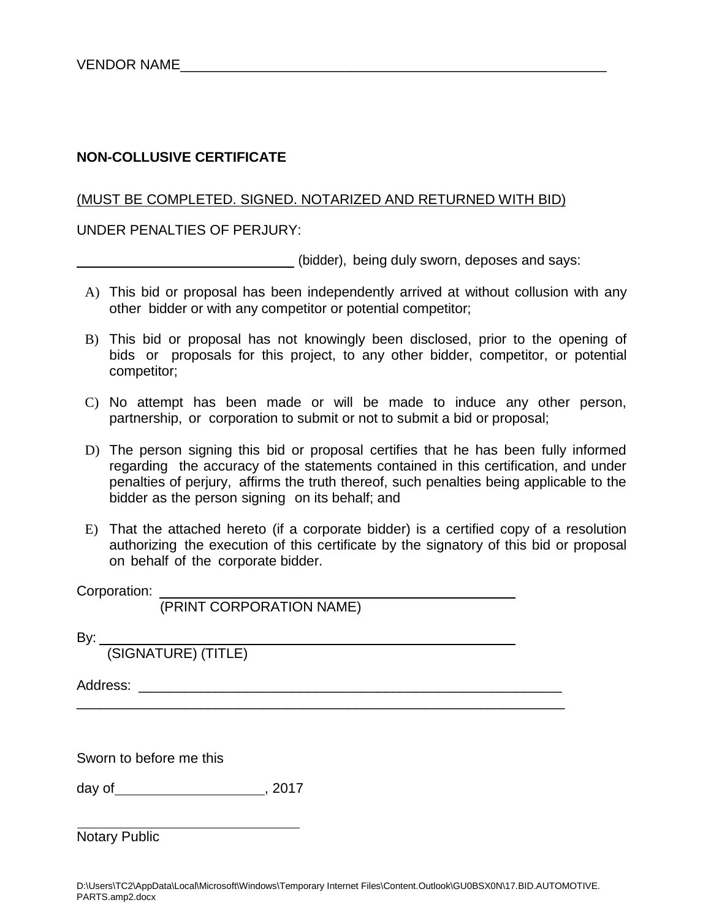VENDOR NAME_______________________________________________________

**NON-COLLUSIVE CERTIFICATE**

(MUST BE COMPLETED. SIGNED. NOTARIZED AND RETURNED WITH BID)

UNDER PENALTIES OF PERJURY:

______________________________ (bidder), being duly sworn, deposes and says:

A) This bid or proposal has been independently arrived at without collusion with any other bidder or with any competitor or potential competitor;

B) This bid or proposal has not knowingly been disclosed, prior to the opening of bids or proposals for this project, to any other bidder, competitor, or potential competitor;

C) No attempt has been made or will be made to induce any other person, partnership, or corporation to submit or not to submit a bid or proposal;

D) The person signing this bid or proposal certifies that he has been fully informed regarding the accuracy of the statements contained in this certification, and under penalties of perjury, affirms the truth thereof, such penalties being applicable to the bidder as the person signing on its behalf; and

E) That the attached hereto (if a corporate bidder) is a certified copy of a resolution authorizing the execution of this certificate by the signatory of this bid or proposal on behalf of the corporate bidder.

Corporation: ______________________________________________
(PRINT CORPORATION NAME)

By: ______________________________________________________
(SIGNATURE) (TITLE)

Address: __________________________________________________
__________________________________________________________

Sworn to before me this

day of____________________, 2017

______________________________
Notary Public

D:\Users\TC2\AppData\Local\Microsoft\Windows\Temporary Internet Files\Content.Outlook\GU0BSX0N\17.BID.AUTOMOTIVE.PARTS.amp2.docx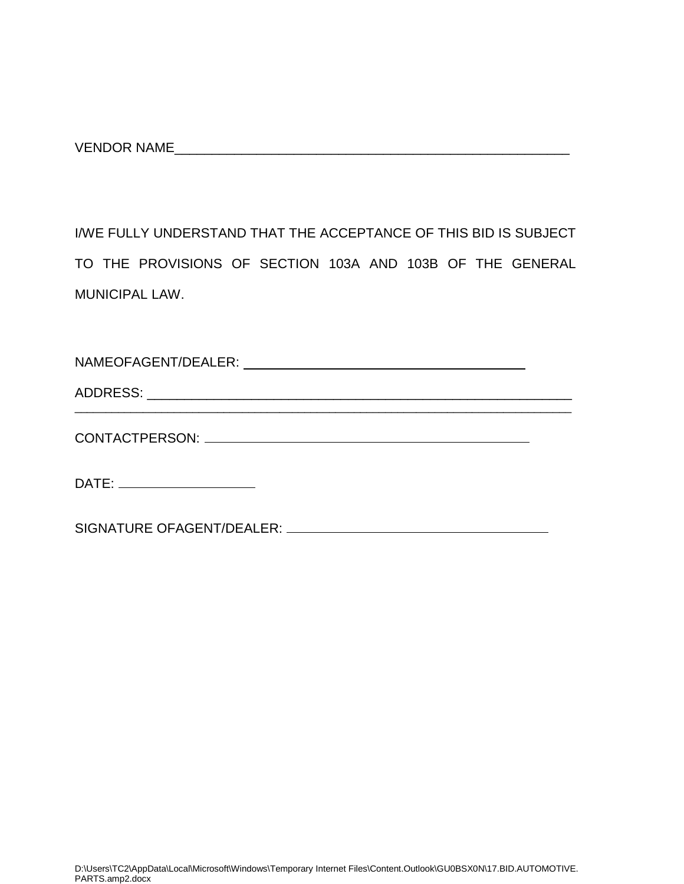VENDOR NAME_______________________________________________________

I/WE FULLY UNDERSTAND THAT THE ACCEPTANCE OF THIS BID IS SUBJECT TO THE PROVISIONS OF SECTION 103A AND 103B OF THE GENERAL MUNICIPAL LAW.

NAMEOFAGENT/DEALER: ______________________________________

ADDRESS: ____________________________________________________________
________________________________________________________________________

CONTACTPERSON: ____________________________________________

DATE: __________________

SIGNATURE OFAGENT/DEALER: ___________________________________

D:\Users\TC2\AppData\Local\Microsoft\Windows\Temporary Internet Files\Content.Outlook\GU0BSX0N\17.BID.AUTOMOTIVE.PARTS.amp2.docx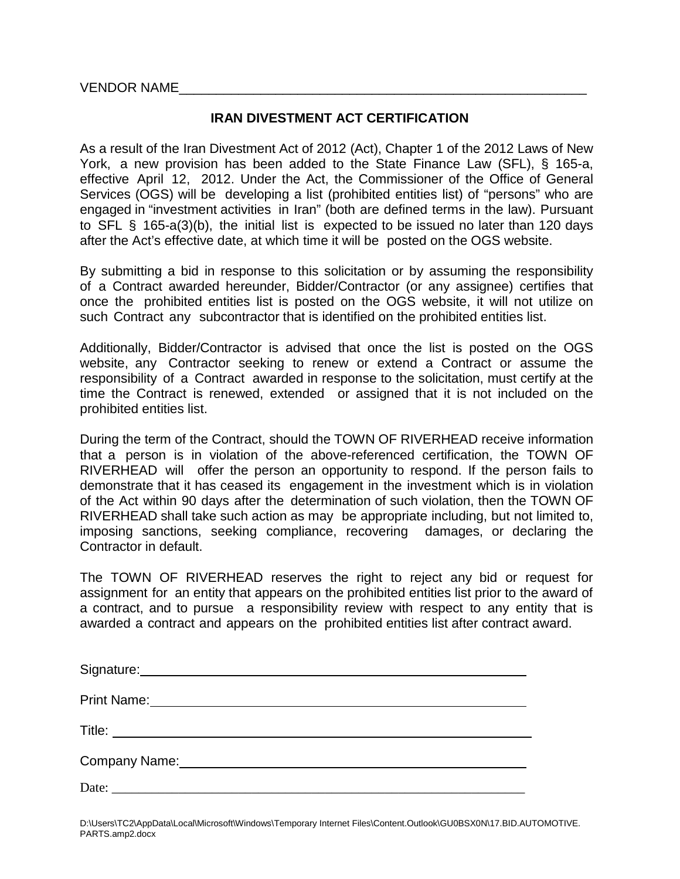VENDOR NAME_______________________________________________________

## IRAN DIVESTMENT ACT CERTIFICATION

As a result of the Iran Divestment Act of 2012 (Act), Chapter 1 of the 2012 Laws of New York, a new provision has been added to the State Finance Law (SFL), § 165-a, effective April 12, 2012. Under the Act, the Commissioner of the Office of General Services (OGS) will be developing a list (prohibited entities list) of "persons" who are engaged in "investment activities in Iran" (both are defined terms in the law). Pursuant to SFL § 165-a(3)(b), the initial list is expected to be issued no later than 120 days after the Act's effective date, at which time it will be posted on the OGS website.

By submitting a bid in response to this solicitation or by assuming the responsibility of a Contract awarded hereunder, Bidder/Contractor (or any assignee) certifies that once the prohibited entities list is posted on the OGS website, it will not utilize on such Contract any subcontractor that is identified on the prohibited entities list.

Additionally, Bidder/Contractor is advised that once the list is posted on the OGS website, any Contractor seeking to renew or extend a Contract or assume the responsibility of a Contract awarded in response to the solicitation, must certify at the time the Contract is renewed, extended or assigned that it is not included on the prohibited entities list.

During the term of the Contract, should the TOWN OF RIVERHEAD receive information that a person is in violation of the above-referenced certification, the TOWN OF RIVERHEAD will offer the person an opportunity to respond. If the person fails to demonstrate that it has ceased its engagement in the investment which is in violation of the Act within 90 days after the determination of such violation, then the TOWN OF RIVERHEAD shall take such action as may be appropriate including, but not limited to, imposing sanctions, seeking compliance, recovering damages, or declaring the Contractor in default.

The TOWN OF RIVERHEAD reserves the right to reject any bid or request for assignment for an entity that appears on the prohibited entities list prior to the award of a contract, and to pursue a responsibility review with respect to any entity that is awarded a contract and appears on the prohibited entities list after contract award.

Signature:_______________________________________________

Print Name:_______________________________________________

Title: _______________________________________________

Company Name:_______________________________________________

Date: _______________________________________________

D:\Users\TC2\AppData\Local\Microsoft\Windows\Temporary Internet Files\Content.Outlook\GU0BSX0N\17.BID.AUTOMOTIVE.PARTS.amp2.docx